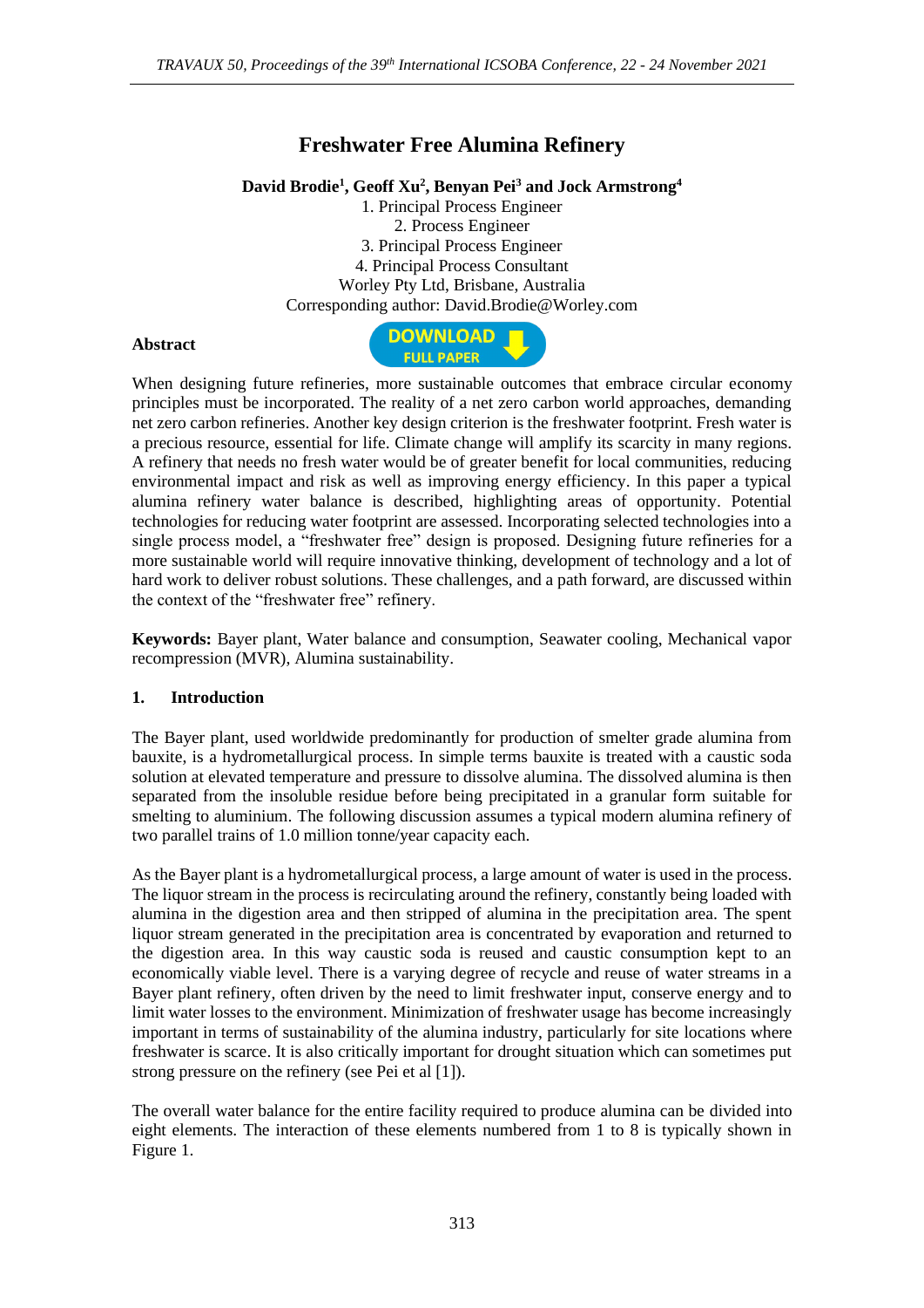# Freshwater Free Alumina Refinery

**David Brodie[1], Geoff Xu[2], Benyan Pei[3] and Jock Armstrong[4]**

1. Principal Process Engineer
2. Process Engineer
3. Principal Process Engineer
4. Principal Process Consultant

Worley Pty Ltd, Brisbane, Australia

Corresponding author: David.Brodie@Worley.com

**Abstract**

When designing future refineries, more sustainable outcomes that embrace circular economy principles must be incorporated. The reality of a net zero carbon world approaches, demanding net zero carbon refineries. Another key design criterion is the freshwater footprint. Fresh water is a precious resource, essential for life. Climate change will amplify its scarcity in many regions. A refinery that needs no fresh water would be of greater benefit for local communities, reducing environmental impact and risk as well as improving energy efficiency. In this paper a typical alumina refinery water balance is described, highlighting areas of opportunity. Potential technologies for reducing water footprint are assessed. Incorporating selected technologies into a single process model, a "freshwater free" design is proposed. Designing future refineries for a more sustainable world will require innovative thinking, development of technology and a lot of hard work to deliver robust solutions. These challenges, and a path forward, are discussed within the context of the "freshwater free" refinery.

**Keywords:** Bayer plant, Water balance and consumption, Seawater cooling, Mechanical vapor recompression (MVR), Alumina sustainability.

## 1. Introduction

The Bayer plant, used worldwide predominantly for production of smelter grade alumina from bauxite, is a hydrometallurgical process. In simple terms bauxite is treated with a caustic soda solution at elevated temperature and pressure to dissolve alumina. The dissolved alumina is then separated from the insoluble residue before being precipitated in a granular form suitable for smelting to aluminium. The following discussion assumes a typical modern alumina refinery of two parallel trains of 1.0 million tonne/year capacity each.

As the Bayer plant is a hydrometallurgical process, a large amount of water is used in the process. The liquor stream in the process is recirculating around the refinery, constantly being loaded with alumina in the digestion area and then stripped of alumina in the precipitation area. The spent liquor stream generated in the precipitation area is concentrated by evaporation and returned to the digestion area. In this way caustic soda is reused and caustic consumption kept to an economically viable level. There is a varying degree of recycle and reuse of water streams in a Bayer plant refinery, often driven by the need to limit freshwater input, conserve energy and to limit water losses to the environment. Minimization of freshwater usage has become increasingly important in terms of sustainability of the alumina industry, particularly for site locations where freshwater is scarce. It is also critically important for drought situation which can sometimes put strong pressure on the refinery (see Pei et al [1]).

The overall water balance for the entire facility required to produce alumina can be divided into eight elements. The interaction of these elements numbered from 1 to 8 is typically shown in Figure 1.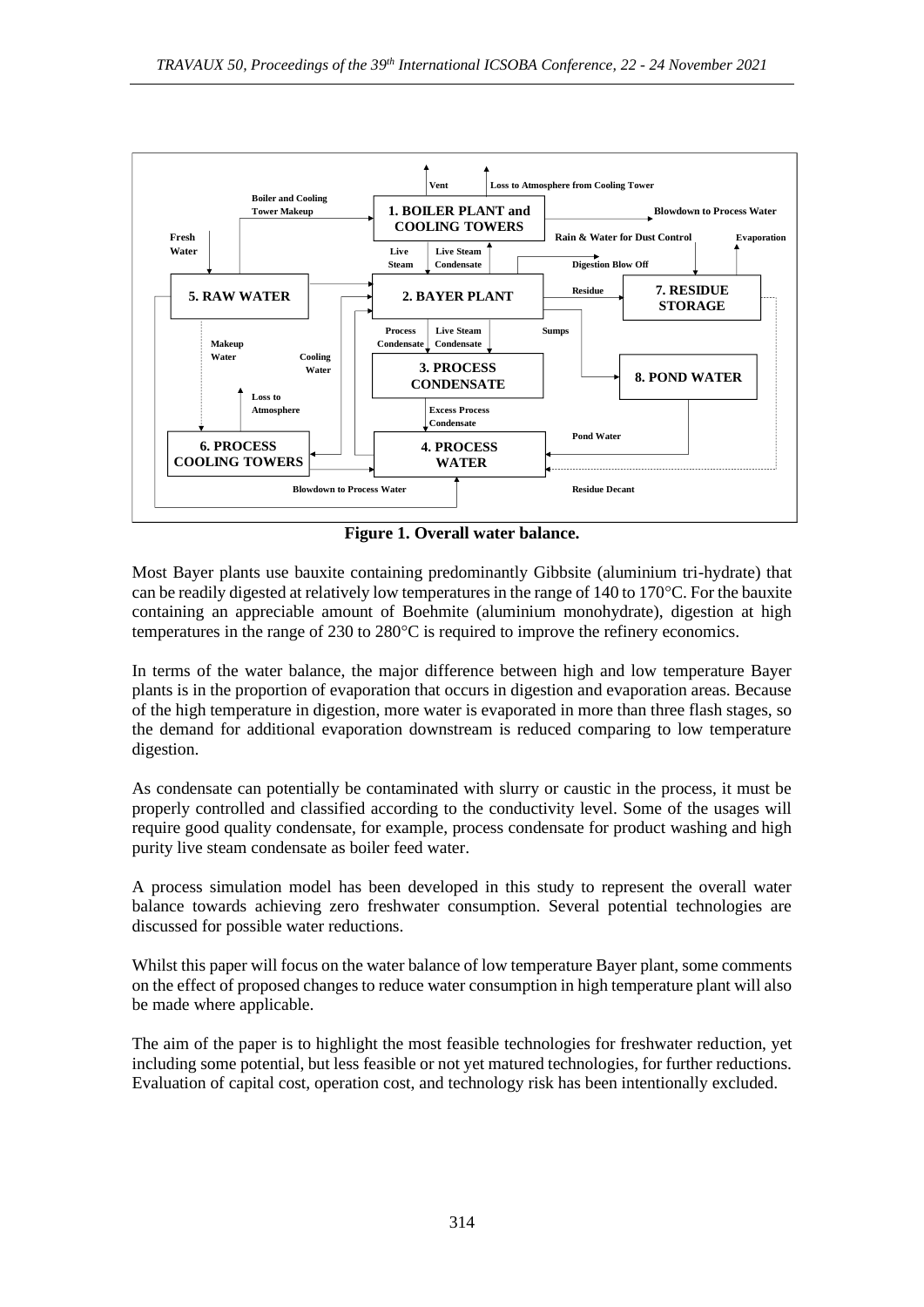Figure 1. Overall water balance.

Most Bayer plants use bauxite containing predominantly Gibbsite (aluminium tri-hydrate) that can be readily digested at relatively low temperatures in the range of 140 to 170°C. For the bauxite containing an appreciable amount of Boehmite (aluminium monohydrate), digestion at high temperatures in the range of 230 to 280°C is required to improve the refinery economics.

In terms of the water balance, the major difference between high and low temperature Bayer plants is in the proportion of evaporation that occurs in digestion and evaporation areas. Because of the high temperature in digestion, more water is evaporated in more than three flash stages, so the demand for additional evaporation downstream is reduced comparing to low temperature digestion.

As condensate can potentially be contaminated with slurry or caustic in the process, it must be properly controlled and classified according to the conductivity level. Some of the usages will require good quality condensate, for example, process condensate for product washing and high purity live steam condensate as boiler feed water.

A process simulation model has been developed in this study to represent the overall water balance towards achieving zero freshwater consumption. Several potential technologies are discussed for possible water reductions.

Whilst this paper will focus on the water balance of low temperature Bayer plant, some comments on the effect of proposed changes to reduce water consumption in high temperature plant will also be made where applicable.

The aim of the paper is to highlight the most feasible technologies for freshwater reduction, yet including some potential, but less feasible or not yet matured technologies, for further reductions. Evaluation of capital cost, operation cost, and technology risk has been intentionally excluded.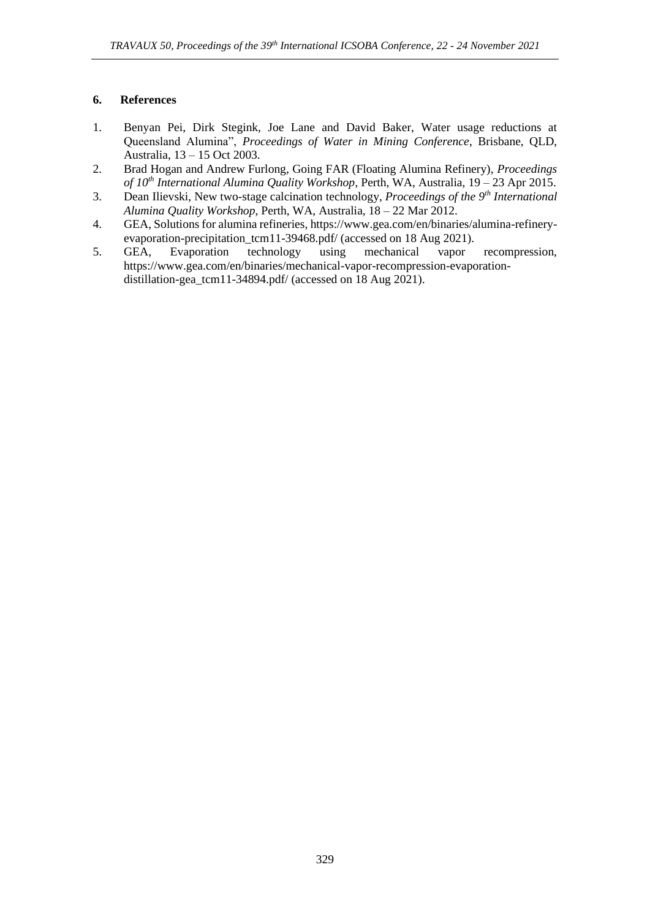## 6. References

1. Benyan Pei, Dirk Stegink, Joe Lane and David Baker, Water usage reductions at Queensland Alumina", *Proceedings of Water in Mining Conference*, Brisbane, QLD, Australia, 13 – 15 Oct 2003.
2. Brad Hogan and Andrew Furlong, Going FAR (Floating Alumina Refinery), *Proceedings of 10th International Alumina Quality Workshop*, Perth, WA, Australia, 19 – 23 Apr 2015.
3. Dean Ilievski, New two-stage calcination technology, *Proceedings of the 9th International Alumina Quality Workshop*, Perth, WA, Australia, 18 – 22 Mar 2012.
4. GEA, Solutions for alumina refineries, https://www.gea.com/en/binaries/alumina-refinery-evaporation-precipitation_tcm11-39468.pdf/ (accessed on 18 Aug 2021).
5. GEA, Evaporation technology using mechanical vapor recompression, https://www.gea.com/en/binaries/mechanical-vapor-recompression-evaporation-distillation-gea_tcm11-34894.pdf/ (accessed on 18 Aug 2021).